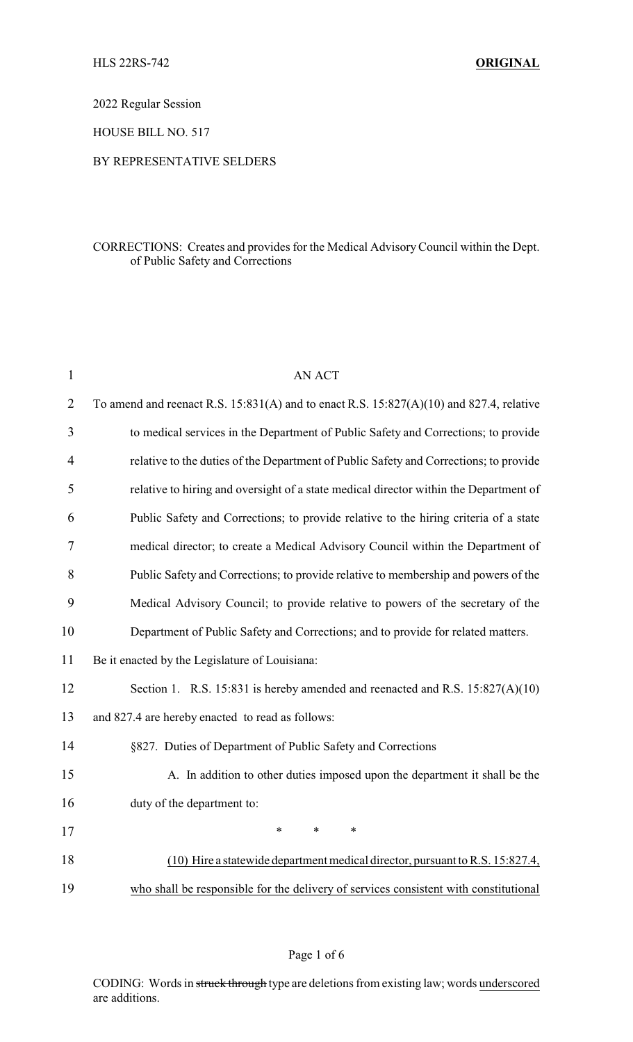HLS 22RS-742 **ORIGINAL**

2022 Regular Session

HOUSE BILL NO. 517

BY REPRESENTATIVE SELDERS

CORRECTIONS: Creates and provides for the Medical Advisory Council within the Dept. of Public Safety and Corrections

AN ACT

To amend and reenact R.S. 15:831(A) and to enact R.S. 15:827(A)(10) and 827.4, relative to medical services in the Department of Public Safety and Corrections; to provide relative to the duties of the Department of Public Safety and Corrections; to provide relative to hiring and oversight of a state medical director within the Department of Public Safety and Corrections; to provide relative to the hiring criteria of a state medical director; to create a Medical Advisory Council within the Department of Public Safety and Corrections; to provide relative to membership and powers of the Medical Advisory Council; to provide relative to powers of the secretary of the Department of Public Safety and Corrections; and to provide for related matters.

Be it enacted by the Legislature of Louisiana:

Section 1. R.S. 15:831 is hereby amended and reenacted and R.S. 15:827(A)(10) and 827.4 are hereby enacted to read as follows:

§827. Duties of Department of Public Safety and Corrections

A. In addition to other duties imposed upon the department it shall be the duty of the department to:

\* \* \*

<u>(10) Hire a statewide department medical director, pursuant to R.S. 15:827.4, who shall be responsible for the delivery of services consistent with constitutional</u>

CODING: Words in ~~struck through~~ type are deletions from existing law; words <u>underscored</u> are additions.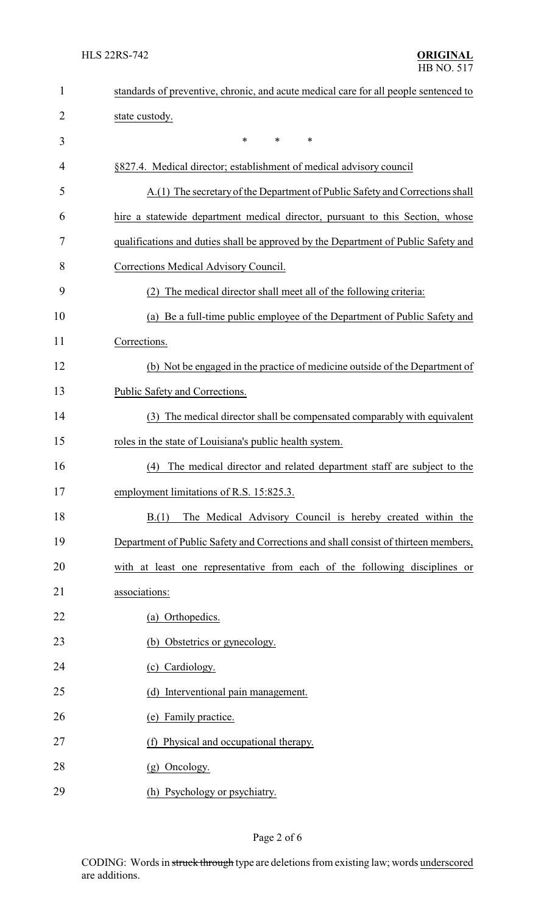standards of preventive, chronic, and acute medical care for all people sentenced to state custody.

\* \* \*

§827.4. Medical director; establishment of medical advisory council

A.(1) The secretary of the Department of Public Safety and Corrections shall hire a statewide department medical director, pursuant to this Section, whose qualifications and duties shall be approved by the Department of Public Safety and Corrections Medical Advisory Council.

(2) The medical director shall meet all of the following criteria:

(a) Be a full-time public employee of the Department of Public Safety and Corrections.

(b) Not be engaged in the practice of medicine outside of the Department of Public Safety and Corrections.

(3) The medical director shall be compensated comparably with equivalent roles in the state of Louisiana's public health system.

(4) The medical director and related department staff are subject to the employment limitations of R.S. 15:825.3.

B.(1) The Medical Advisory Council is hereby created within the Department of Public Safety and Corrections and shall consist of thirteen members, with at least one representative from each of the following disciplines or associations:

(a) Orthopedics.

(b) Obstetrics or gynecology.

(c) Cardiology.

(d) Interventional pain management.

(e) Family practice.

(f) Physical and occupational therapy.

(g) Oncology.

(h) Psychology or psychiatry.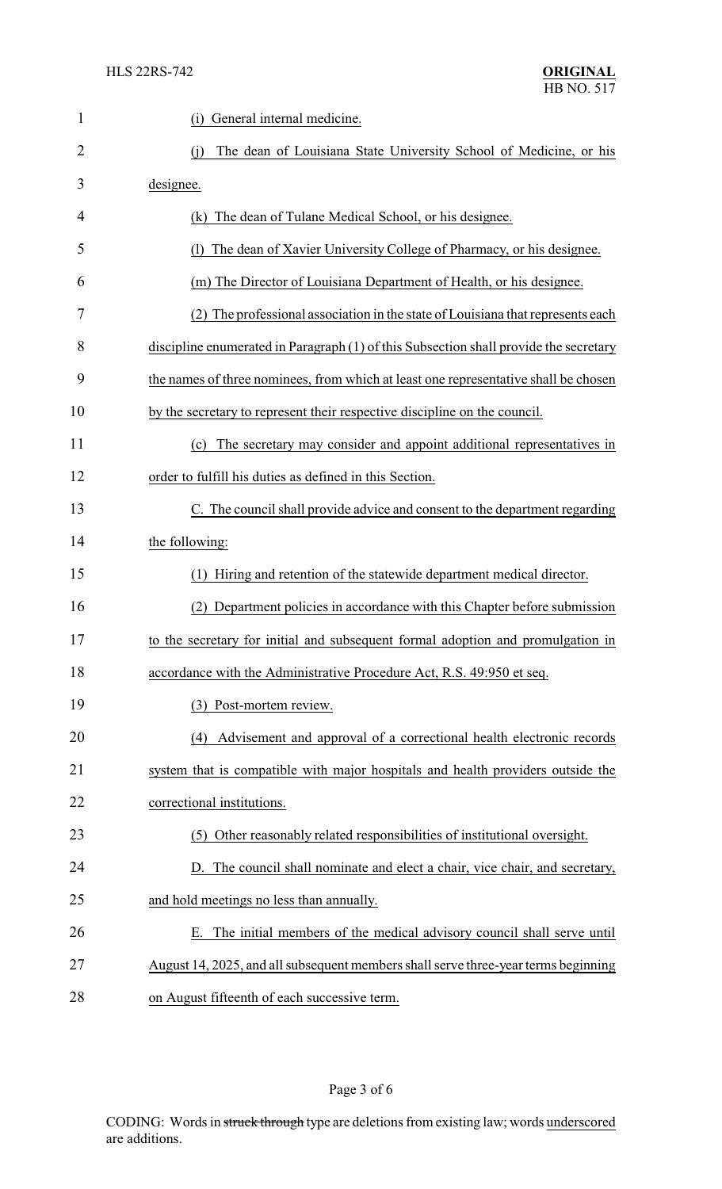(i) General internal medicine.

(j) The dean of Louisiana State University School of Medicine, or his designee.

(k) The dean of Tulane Medical School, or his designee.

(l) The dean of Xavier University College of Pharmacy, or his designee.

(m) The Director of Louisiana Department of Health, or his designee.

(2) The professional association in the state of Louisiana that represents each discipline enumerated in Paragraph (1) of this Subsection shall provide the secretary the names of three nominees, from which at least one representative shall be chosen by the secretary to represent their respective discipline on the council.

(c) The secretary may consider and appoint additional representatives in order to fulfill his duties as defined in this Section.

C. The council shall provide advice and consent to the department regarding the following:

(1) Hiring and retention of the statewide department medical director.

(2) Department policies in accordance with this Chapter before submission to the secretary for initial and subsequent formal adoption and promulgation in accordance with the Administrative Procedure Act, R.S. 49:950 et seq.

(3) Post-mortem review.

(4) Advisement and approval of a correctional health electronic records system that is compatible with major hospitals and health providers outside the correctional institutions.

(5) Other reasonably related responsibilities of institutional oversight.

D. The council shall nominate and elect a chair, vice chair, and secretary, and hold meetings no less than annually.

E. The initial members of the medical advisory council shall serve until August 14, 2025, and all subsequent members shall serve three-year terms beginning on August fifteenth of each successive term.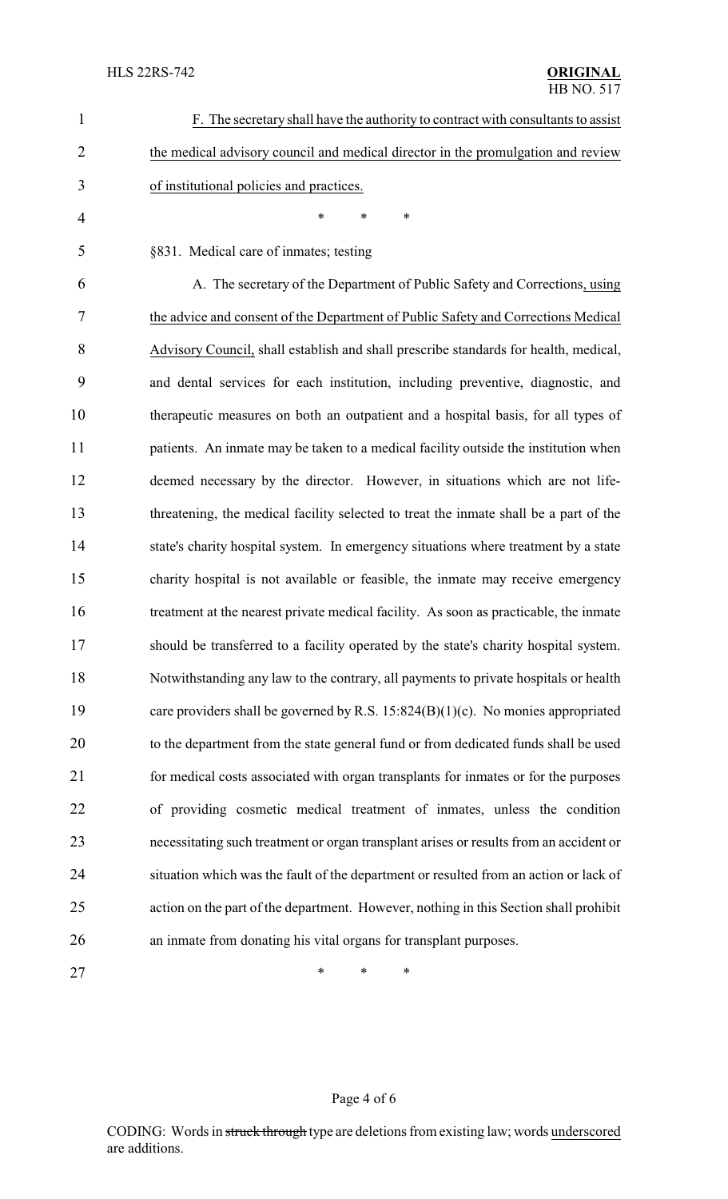F. The secretary shall have the authority to contract with consultants to assist the medical advisory council and medical director in the promulgation and review of institutional policies and practices.

\* \* \*

§831. Medical care of inmates; testing

A. The secretary of the Department of Public Safety and Corrections, using the advice and consent of the Department of Public Safety and Corrections Medical Advisory Council, shall establish and shall prescribe standards for health, medical, and dental services for each institution, including preventive, diagnostic, and therapeutic measures on both an outpatient and a hospital basis, for all types of patients. An inmate may be taken to a medical facility outside the institution when deemed necessary by the director. However, in situations which are not life-threatening, the medical facility selected to treat the inmate shall be a part of the state's charity hospital system. In emergency situations where treatment by a state charity hospital is not available or feasible, the inmate may receive emergency treatment at the nearest private medical facility. As soon as practicable, the inmate should be transferred to a facility operated by the state's charity hospital system. Notwithstanding any law to the contrary, all payments to private hospitals or health care providers shall be governed by R.S. 15:824(B)(1)(c). No monies appropriated to the department from the state general fund or from dedicated funds shall be used for medical costs associated with organ transplants for inmates or for the purposes of providing cosmetic medical treatment of inmates, unless the condition necessitating such treatment or organ transplant arises or results from an accident or situation which was the fault of the department or resulted from an action or lack of action on the part of the department. However, nothing in this Section shall prohibit an inmate from donating his vital organs for transplant purposes.

\* \* \*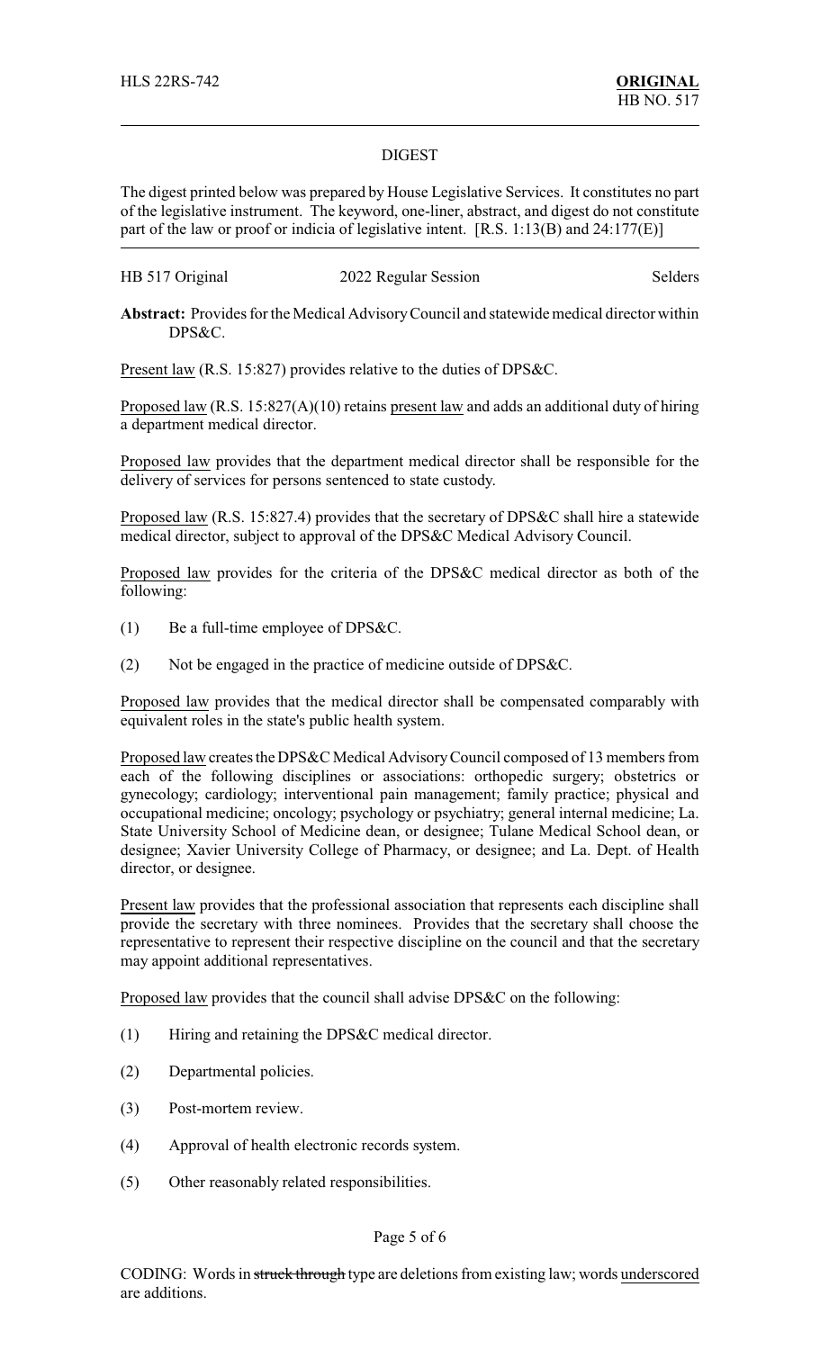HLS 22RS-742 **ORIGINAL**
HB NO. 517

DIGEST

The digest printed below was prepared by House Legislative Services. It constitutes no part of the legislative instrument. The keyword, one-liner, abstract, and digest do not constitute part of the law or proof or indicia of legislative intent. [R.S. 1:13(B) and 24:177(E)]

HB 517 Original 2022 Regular Session Selders

**Abstract:** Provides for the Medical Advisory Council and statewide medical director within DPS&C.

Present law (R.S. 15:827) provides relative to the duties of DPS&C.

Proposed law (R.S. 15:827(A)(10) retains present law and adds an additional duty of hiring a department medical director.

Proposed law provides that the department medical director shall be responsible for the delivery of services for persons sentenced to state custody.

Proposed law (R.S. 15:827.4) provides that the secretary of DPS&C shall hire a statewide medical director, subject to approval of the DPS&C Medical Advisory Council.

Proposed law provides for the criteria of the DPS&C medical director as both of the following:

(1) Be a full-time employee of DPS&C.

(2) Not be engaged in the practice of medicine outside of DPS&C.

Proposed law provides that the medical director shall be compensated comparably with equivalent roles in the state's public health system.

Proposed law creates the DPS&C Medical Advisory Council composed of 13 members from each of the following disciplines or associations: orthopedic surgery; obstetrics or gynecology; cardiology; interventional pain management; family practice; physical and occupational medicine; oncology; psychology or psychiatry; general internal medicine; La. State University School of Medicine dean, or designee; Tulane Medical School dean, or designee; Xavier University College of Pharmacy, or designee; and La. Dept. of Health director, or designee.

Present law provides that the professional association that represents each discipline shall provide the secretary with three nominees. Provides that the secretary shall choose the representative to represent their respective discipline on the council and that the secretary may appoint additional representatives.

Proposed law provides that the council shall advise DPS&C on the following:

(1) Hiring and retaining the DPS&C medical director.

(2) Departmental policies.

(3) Post-mortem review.

(4) Approval of health electronic records system.

(5) Other reasonably related responsibilities.

CODING: Words in ~~struck through~~ type are deletions from existing law; words underscored are additions.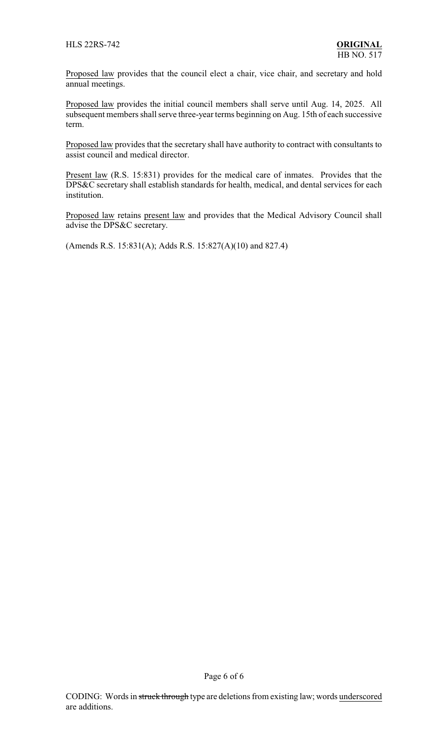Proposed law provides that the council elect a chair, vice chair, and secretary and hold annual meetings.

Proposed law provides the initial council members shall serve until Aug. 14, 2025. All subsequent members shall serve three-year terms beginning on Aug. 15th of each successive term.

Proposed law provides that the secretary shall have authority to contract with consultants to assist council and medical director.

Present law (R.S. 15:831) provides for the medical care of inmates. Provides that the DPS&C secretary shall establish standards for health, medical, and dental services for each institution.

Proposed law retains present law and provides that the Medical Advisory Council shall advise the DPS&C secretary.

(Amends R.S. 15:831(A); Adds R.S. 15:827(A)(10) and 827.4)

CODING: Words in struck through type are deletions from existing law; words underscored are additions.